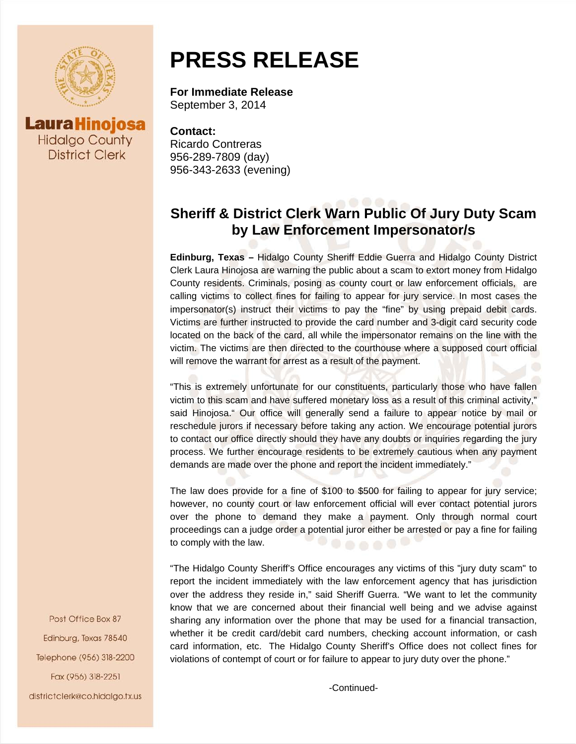Laura Hinojosa
Hidalgo County
District Clerk

# PRESS RELEASE

**For Immediate Release**
September 3, 2014

**Contact:**
Ricardo Contreras
956-289-7809 (day)
956-343-2633 (evening)

## Sheriff & District Clerk Warn Public Of Jury Duty Scam by Law Enforcement Impersonator/s

**Edinburg, Texas –** Hidalgo County Sheriff Eddie Guerra and Hidalgo County District Clerk Laura Hinojosa are warning the public about a scam to extort money from Hidalgo County residents. Criminals, posing as county court or law enforcement officials, are calling victims to collect fines for failing to appear for jury service. In most cases the impersonator(s) instruct their victims to pay the "fine" by using prepaid debit cards. Victims are further instructed to provide the card number and 3-digit card security code located on the back of the card, all while the impersonator remains on the line with the victim. The victims are then directed to the courthouse where a supposed court official will remove the warrant for arrest as a result of the payment.

"This is extremely unfortunate for our constituents, particularly those who have fallen victim to this scam and have suffered monetary loss as a result of this criminal activity," said Hinojosa." Our office will generally send a failure to appear notice by mail or reschedule jurors if necessary before taking any action. We encourage potential jurors to contact our office directly should they have any doubts or inquiries regarding the jury process. We further encourage residents to be extremely cautious when any payment demands are made over the phone and report the incident immediately."

The law does provide for a fine of $100 to $500 for failing to appear for jury service; however, no county court or law enforcement official will ever contact potential jurors over the phone to demand they make a payment. Only through normal court proceedings can a judge order a potential juror either be arrested or pay a fine for failing to comply with the law.

"The Hidalgo County Sheriff's Office encourages any victims of this "jury duty scam" to report the incident immediately with the law enforcement agency that has jurisdiction over the address they reside in," said Sheriff Guerra. "We want to let the community know that we are concerned about their financial well being and we advise against sharing any information over the phone that may be used for a financial transaction, whether it be credit card/debit card numbers, checking account information, or cash card information, etc. The Hidalgo County Sheriff's Office does not collect fines for violations of contempt of court or for failure to appear to jury duty over the phone."

-Continued-

Post Office Box 87
Edinburg, Texas 78540
Telephone (956) 318-2200
Fax (956) 318-2251
districtclerk@co.hidalgo.tx.us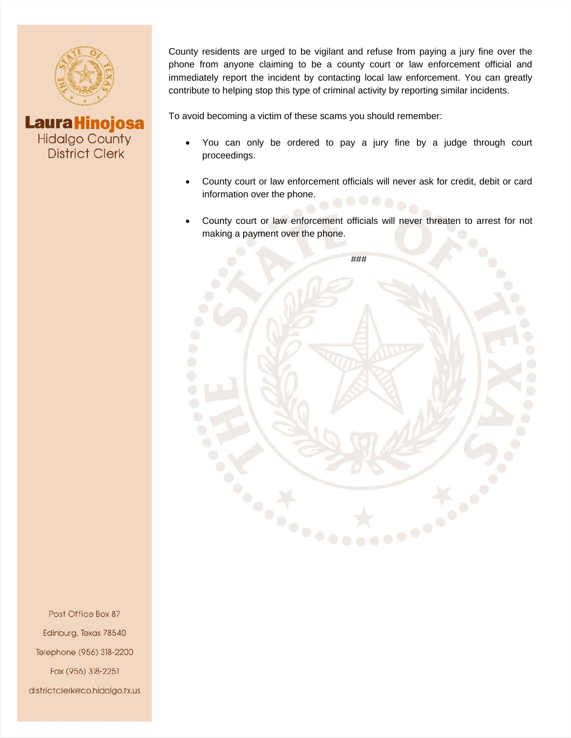Laura Hinojosa
Hidalgo County
District Clerk

County residents are urged to be vigilant and refuse from paying a jury fine over the phone from anyone claiming to be a county court or law enforcement official and immediately report the incident by contacting local law enforcement. You can greatly contribute to helping stop this type of criminal activity by reporting similar incidents.

To avoid becoming a victim of these scams you should remember:

- You can only be ordered to pay a jury fine by a judge through court proceedings.
- County court or law enforcement officials will never ask for credit, debit or card information over the phone.
- County court or law enforcement officials will never threaten to arrest for not making a payment over the phone.

###

Post Office Box 87
Edinburg, Texas 78540
Telephone (956) 318-2200
Fax (956) 318-2251
districtclerk@co.hidalgo.tx.us